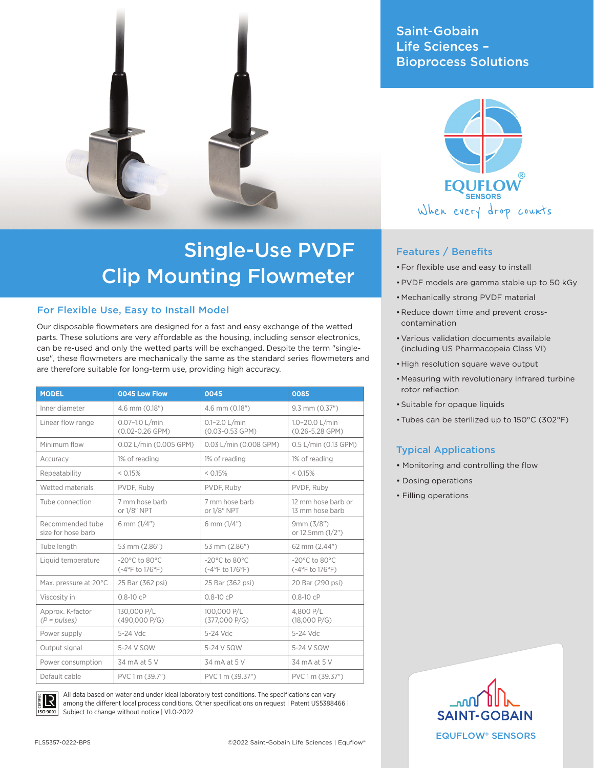Saint-Gobain Life Sciences – Bioprocess Solutions

EQUFLOW® SENSORS

When every drop counts

# Single-Use PVDF Clip Mounting Flowmeter

## For Flexible Use, Easy to Install Model

Our disposable flowmeters are designed for a fast and easy exchange of the wetted parts. These solutions are very affordable as the housing, including sensor electronics, can be re-used and only the wetted parts will be exchanged. Despite the term "single-use", these flowmeters are mechanically the same as the standard series flowmeters and are therefore suitable for long-term use, providing high accuracy.

| MODEL | 0045 Low Flow | 0045 | 0085 |
|---|---|---|---|
| Inner diameter | 4.6 mm (0.18") | 4.6 mm (0.18") | 9.3 mm (0.37") |
| Linear flow range | 0.07–1.0 L/min (0.02-0.26 GPM) | 0.1–2.0 L/min (0.03-0.53 GPM) | 1.0–20.0 L/min (0.26-5.28 GPM) |
| Minimum flow | 0.02 L/min (0.005 GPM) | 0.03 L/min (0.008 GPM) | 0.5 L/min (0.13 GPM) |
| Accuracy | 1% of reading | 1% of reading | 1% of reading |
| Repeatability | < 0.15% | < 0.15% | < 0.15% |
| Wetted materials | PVDF, Ruby | PVDF, Ruby | PVDF, Ruby |
| Tube connection | 7 mm hose barb or 1/8" NPT | 7 mm hose barb or 1/8" NPT | 12 mm hose barb or 13 mm hose barb |
| Recommended tube size for hose barb | 6 mm (1/4") | 6 mm (1/4") | 9mm (3/8") or 12.5mm (1/2") |
| Tube length | 53 mm (2.86") | 53 mm (2.86") | 62 mm (2.44") |
| Liquid temperature | -20°C to 80°C (-4°F to 176°F) | -20°C to 80°C (-4°F to 176°F) | -20°C to 80°C (-4°F to 176°F) |
| Max. pressure at 20°C | 25 Bar (362 psi) | 25 Bar (362 psi) | 20 Bar (290 psi) |
| Viscosity in | 0.8-10 cP | 0.8-10 cP | 0.8-10 cP |
| Approx. K-factor *(P = pulses)* | 130,000 P/L (490,000 P/G) | 100,000 P/L (377,000 P/G) | 4,800 P/L (18,000 P/G) |
| Power supply | 5-24 Vdc | 5-24 Vdc | 5-24 Vdc |
| Output signal | 5-24 V SQW | 5-24 V SQW | 5-24 V SQW |
| Power consumption | 34 mA at 5 V | 34 mA at 5 V | 34 mA at 5 V |
| Default cable | PVC 1 m (39.7") | PVC 1 m (39.37") | PVC 1 m (39.37") |

All data based on water and under ideal laboratory test conditions. The specifications can vary among the different local process conditions. Other specifications on request | Patent US5388466 | Subject to change without notice | V1.0-2022

## Features / Benefits

- For flexible use and easy to install
- PVDF models are gamma stable up to 50 kGy
- Mechanically strong PVDF material
- Reduce down time and prevent cross-contamination
- Various validation documents available (including US Pharmacopeia Class VI)
- High resolution square wave output
- Measuring with revolutionary infrared turbine rotor reflection
- Suitable for opaque liquids
- Tubes can be sterilized up to 150°C (302°F)

## Typical Applications

- Monitoring and controlling the flow
- Dosing operations
- Filling operations

SAINT-GOBAIN

EQUFLOW® SENSORS

FLS5357-0222-BPS

©2022 Saint-Gobain Life Sciences | Equflow®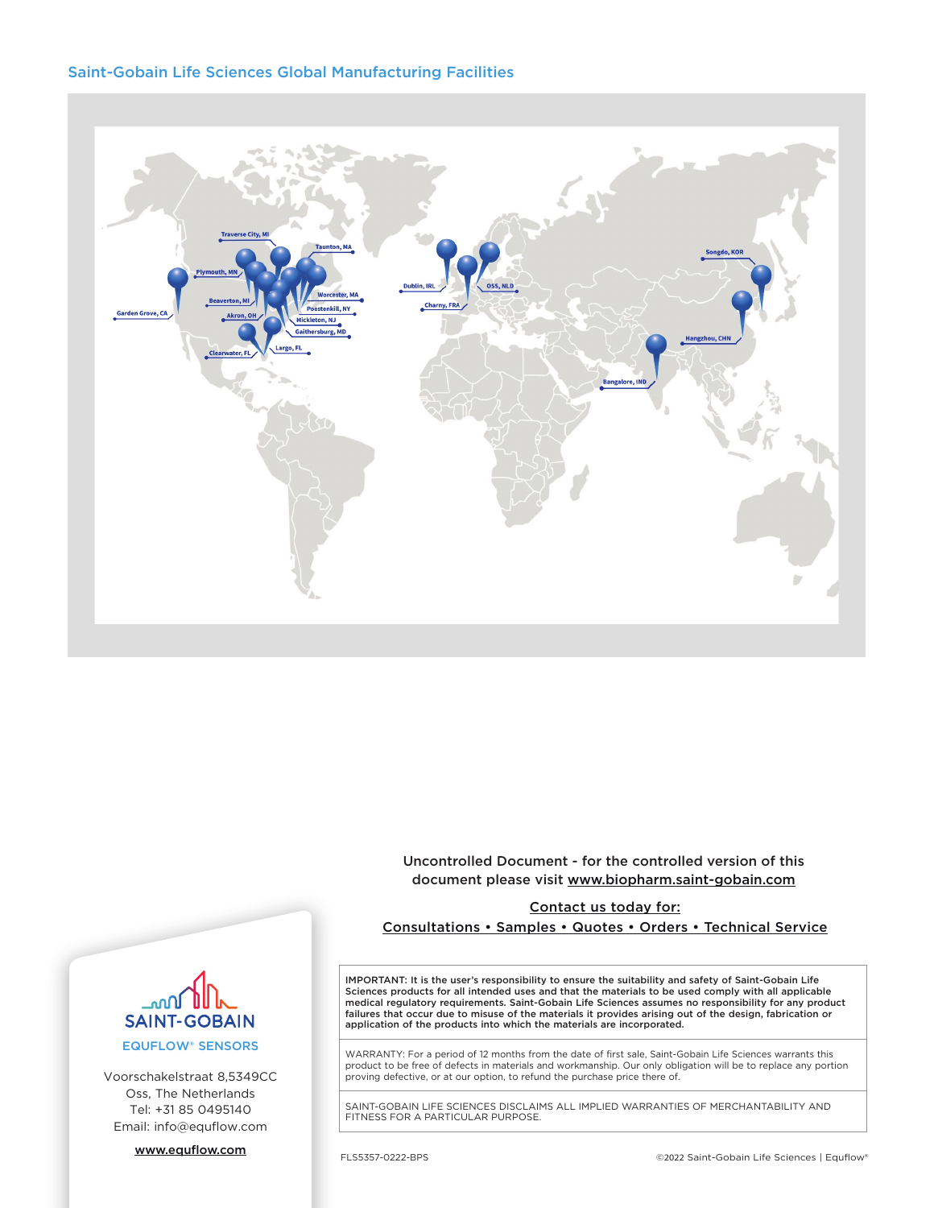## Saint-Gobain Life Sciences Global Manufacturing Facilities

Traverse City, MI
Taunton, MA
Plymouth, MN
Garden Grove, CA
Beaverton, MI
Worcester, MA
Poestenkill, NY
Akron, OH
Mickleton, NJ
Gaithersburg, MD
Clearwater, FL
Largo, FL
Dublin, IRL
OSS, NLD
Charny, FRA
Songdo, KOR
Hangzhou, CHN
Bangalore, IND

Uncontrolled Document - for the controlled version of this document please visit www.biopharm.saint-gobain.com

Contact us today for:
Consultations • Samples • Quotes • Orders • Technical Service

SAINT-GOBAIN
EQUFLOW® SENSORS

Voorschakelstraat 8,5349CC
Oss, The Netherlands
Tel: +31 85 0495140
Email: info@equflow.com

www.equflow.com

**IMPORTANT: It is the user's responsibility to ensure the suitability and safety of Saint-Gobain Life Sciences products for all intended uses and that the materials to be used comply with all applicable medical regulatory requirements. Saint-Gobain Life Sciences assumes no responsibility for any product failures that occur due to misuse of the materials it provides arising out of the design, fabrication or application of the products into which the materials are incorporated.**

WARRANTY: For a period of 12 months from the date of first sale, Saint-Gobain Life Sciences warrants this product to be free of defects in materials and workmanship. Our only obligation will be to replace any portion proving defective, or at our option, to refund the purchase price there of.

SAINT-GOBAIN LIFE SCIENCES DISCLAIMS ALL IMPLIED WARRANTIES OF MERCHANTABILITY AND FITNESS FOR A PARTICULAR PURPOSE.

FLS5357-0222-BPS

©2022 Saint-Gobain Life Sciences | Equflow®